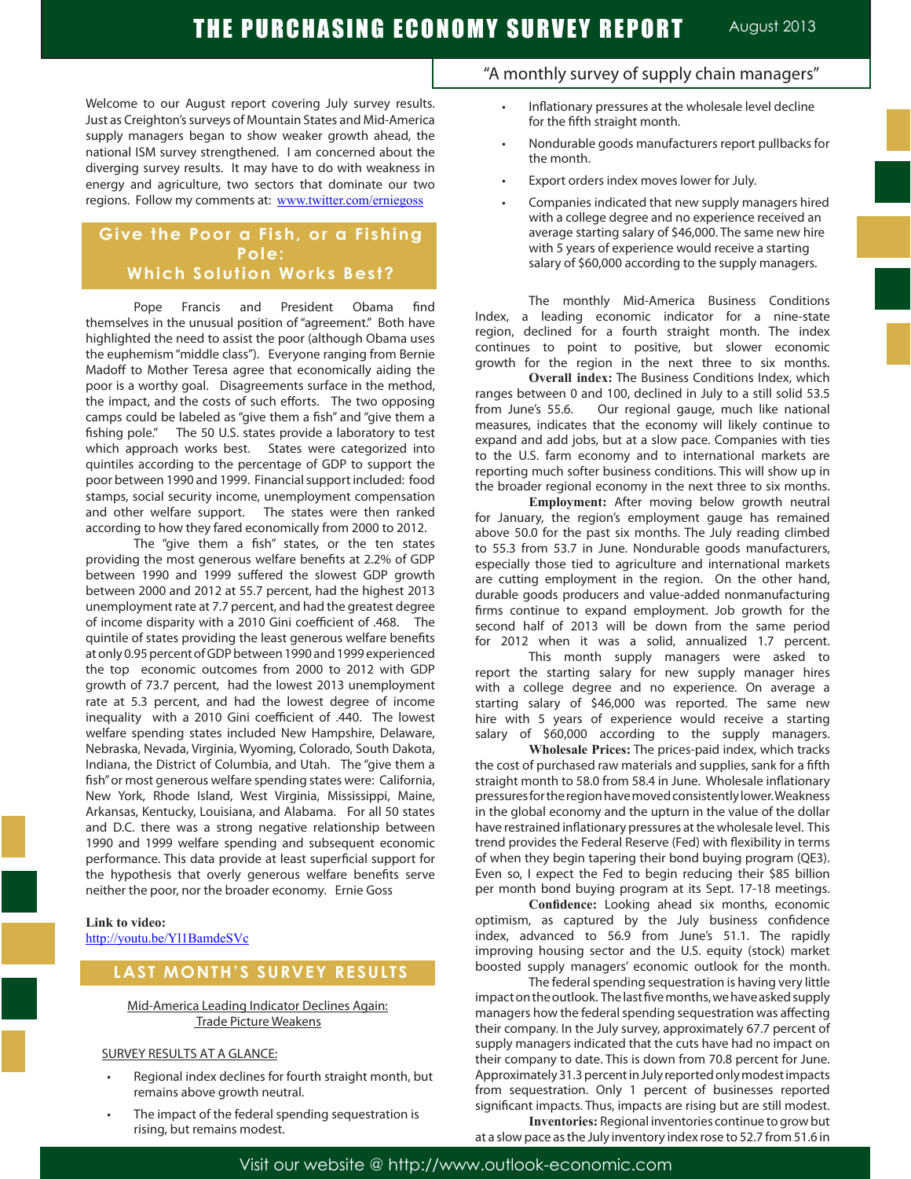# THE PURCHASING ECONOMY SURVEY REPORT

August 2013

"A monthly survey of supply chain managers"

Welcome to our August report covering July survey results. Just as Creighton's surveys of Mountain States and Mid-America supply managers began to show weaker growth ahead, the national ISM survey strengthened. I am concerned about the diverging survey results. It may have to do with weakness in energy and agriculture, two sectors that dominate our two regions. Follow my comments at: www.twitter.com/erniegoss

## Give the Poor a Fish, or a Fishing Pole: Which Solution Works Best?

Pope Francis and President Obama find themselves in the unusual position of "agreement." Both have highlighted the need to assist the poor (although Obama uses the euphemism "middle class"). Everyone ranging from Bernie Madoff to Mother Teresa agree that economically aiding the poor is a worthy goal. Disagreements surface in the method, the impact, and the costs of such efforts. The two opposing camps could be labeled as "give them a fish" and "give them a fishing pole." The 50 U.S. states provide a laboratory to test which approach works best. States were categorized into quintiles according to the percentage of GDP to support the poor between 1990 and 1999. Financial support included: food stamps, social security income, unemployment compensation and other welfare support. The states were then ranked according to how they fared economically from 2000 to 2012.

The "give them a fish" states, or the ten states providing the most generous welfare benefits at 2.2% of GDP between 1990 and 1999 suffered the slowest GDP growth between 2000 and 2012 at 55.7 percent, had the highest 2013 unemployment rate at 7.7 percent, and had the greatest degree of income disparity with a 2010 Gini coefficient of .468. The quintile of states providing the least generous welfare benefits at only 0.95 percent of GDP between 1990 and 1999 experienced the top economic outcomes from 2000 to 2012 with GDP growth of 73.7 percent, had the lowest 2013 unemployment rate at 5.3 percent, and had the lowest degree of income inequality with a 2010 Gini coefficient of .440. The lowest welfare spending states included New Hampshire, Delaware, Nebraska, Nevada, Virginia, Wyoming, Colorado, South Dakota, Indiana, the District of Columbia, and Utah. The "give them a fish" or most generous welfare spending states were: California, New York, Rhode Island, West Virginia, Mississippi, Maine, Arkansas, Kentucky, Louisiana, and Alabama. For all 50 states and D.C. there was a strong negative relationship between 1990 and 1999 welfare spending and subsequent economic performance. This data provide at least superficial support for the hypothesis that overly generous welfare benefits serve neither the poor, nor the broader economy. Ernie Goss

**Link to video:**
http://youtu.be/Yl1BamdeSVc

## LAST MONTH'S SURVEY RESULTS

Mid-America Leading Indicator Declines Again: Trade Picture Weakens

SURVEY RESULTS AT A GLANCE:

- Regional index declines for fourth straight month, but remains above growth neutral.
- The impact of the federal spending sequestration is rising, but remains modest.
- Inflationary pressures at the wholesale level decline for the fifth straight month.
- Nondurable goods manufacturers report pullbacks for the month.
- Export orders index moves lower for July.
- Companies indicated that new supply managers hired with a college degree and no experience received an average starting salary of $46,000. The same new hire with 5 years of experience would receive a starting salary of $60,000 according to the supply managers.

The monthly Mid-America Business Conditions Index, a leading economic indicator for a nine-state region, declined for a fourth straight month. The index continues to point to positive, but slower economic growth for the region in the next three to six months.

**Overall index:** The Business Conditions Index, which ranges between 0 and 100, declined in July to a still solid 53.5 from June's 55.6. Our regional gauge, much like national measures, indicates that the economy will likely continue to expand and add jobs, but at a slow pace. Companies with ties to the U.S. farm economy and to international markets are reporting much softer business conditions. This will show up in the broader regional economy in the next three to six months.

**Employment:** After moving below growth neutral for January, the region's employment gauge has remained above 50.0 for the past six months. The July reading climbed to 55.3 from 53.7 in June. Nondurable goods manufacturers, especially those tied to agriculture and international markets are cutting employment in the region. On the other hand, durable goods producers and value-added nonmanufacturing firms continue to expand employment. Job growth for the second half of 2013 will be down from the same period for 2012 when it was a solid, annualized 1.7 percent.

This month supply managers were asked to report the starting salary for new supply manager hires with a college degree and no experience. On average a starting salary of $46,000 was reported. The same new hire with 5 years of experience would receive a starting salary of $60,000 according to the supply managers.

**Wholesale Prices:** The prices-paid index, which tracks the cost of purchased raw materials and supplies, sank for a fifth straight month to 58.0 from 58.4 in June. Wholesale inflationary pressures for the region have moved consistently lower. Weakness in the global economy and the upturn in the value of the dollar have restrained inflationary pressures at the wholesale level. This trend provides the Federal Reserve (Fed) with flexibility in terms of when they begin tapering their bond buying program (QE3). Even so, I expect the Fed to begin reducing their $85 billion per month bond buying program at its Sept. 17-18 meetings.

**Confidence:** Looking ahead six months, economic optimism, as captured by the July business confidence index, advanced to 56.9 from June's 51.1. The rapidly improving housing sector and the U.S. equity (stock) market boosted supply managers' economic outlook for the month.

The federal spending sequestration is having very little impact on the outlook. The last five months, we have asked supply managers how the federal spending sequestration was affecting their company. In the July survey, approximately 67.7 percent of supply managers indicated that the cuts have had no impact on their company to date. This is down from 70.8 percent for June. Approximately 31.3 percent in July reported only modest impacts from sequestration. Only 1 percent of businesses reported significant impacts. Thus, impacts are rising but are still modest.

**Inventories:** Regional inventories continue to grow but at a slow pace as the July inventory index rose to 52.7 from 51.6 in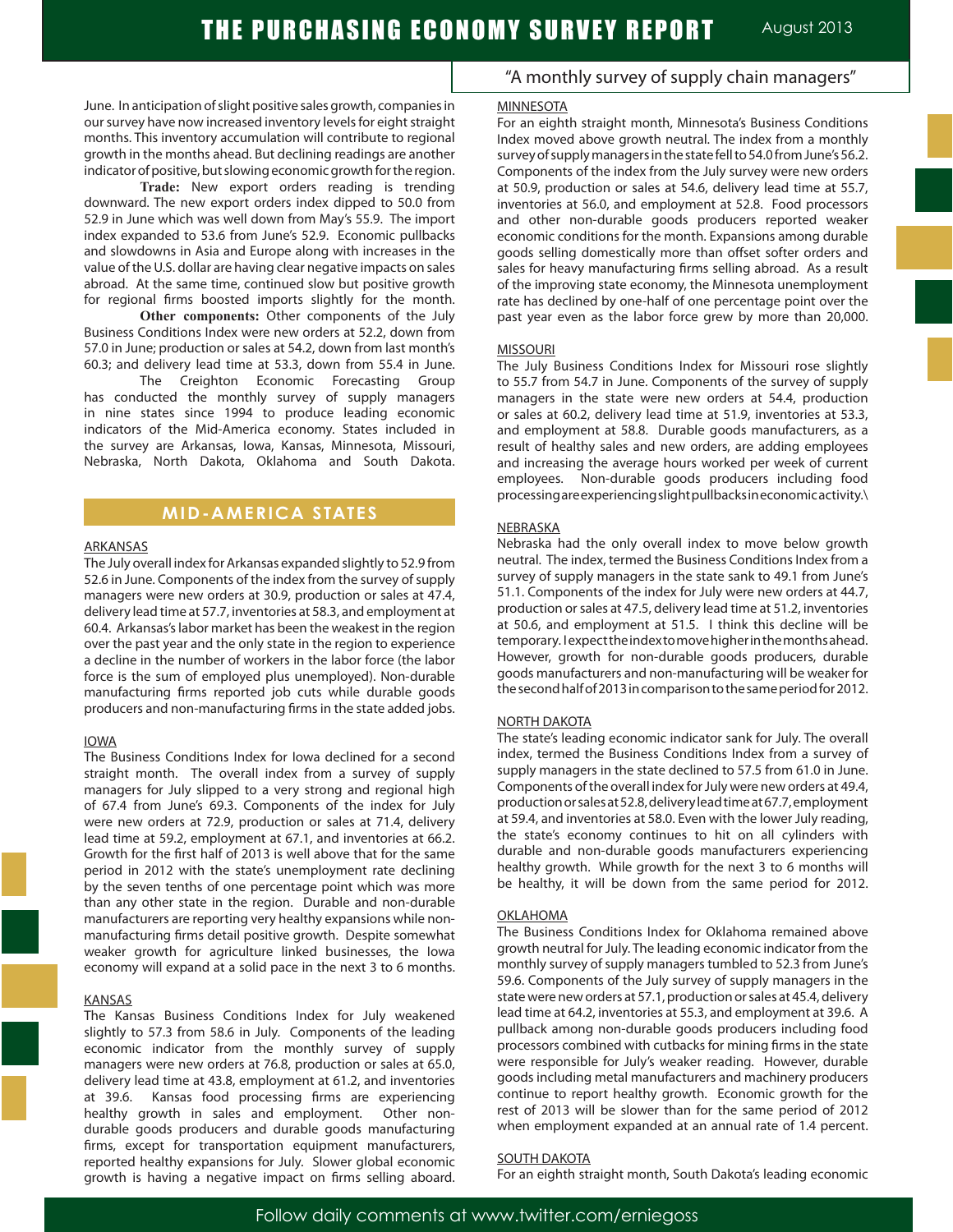June. In anticipation of slight positive sales growth, companies in our survey have now increased inventory levels for eight straight months. This inventory accumulation will contribute to regional growth in the months ahead. But declining readings are another indicator of positive, but slowing economic growth for the region.

**Trade:** New export orders reading is trending downward. The new export orders index dipped to 50.0 from 52.9 in June which was well down from May's 55.9. The import index expanded to 53.6 from June's 52.9. Economic pullbacks and slowdowns in Asia and Europe along with increases in the value of the U.S. dollar are having clear negative impacts on sales abroad. At the same time, continued slow but positive growth for regional firms boosted imports slightly for the month.

**Other components:** Other components of the July Business Conditions Index were new orders at 52.2, down from 57.0 in June; production or sales at 54.2, down from last month's 60.3; and delivery lead time at 53.3, down from 55.4 in June.

The Creighton Economic Forecasting Group has conducted the monthly survey of supply managers in nine states since 1994 to produce leading economic indicators of the Mid-America economy. States included in the survey are Arkansas, Iowa, Kansas, Minnesota, Missouri, Nebraska, North Dakota, Oklahoma and South Dakota.

## MID-AMERICA STATES

### ARKANSAS

The July overall index for Arkansas expanded slightly to 52.9 from 52.6 in June. Components of the index from the survey of supply managers were new orders at 30.9, production or sales at 47.4, delivery lead time at 57.7, inventories at 58.3, and employment at 60.4. Arkansas's labor market has been the weakest in the region over the past year and the only state in the region to experience a decline in the number of workers in the labor force (the labor force is the sum of employed plus unemployed). Non-durable manufacturing firms reported job cuts while durable goods producers and non-manufacturing firms in the state added jobs.

### IOWA

The Business Conditions Index for Iowa declined for a second straight month. The overall index from a survey of supply managers for July slipped to a very strong and regional high of 67.4 from June's 69.3. Components of the index for July were new orders at 72.9, production or sales at 71.4, delivery lead time at 59.2, employment at 67.1, and inventories at 66.2. Growth for the first half of 2013 is well above that for the same period in 2012 with the state's unemployment rate declining by the seven tenths of one percentage point which was more than any other state in the region. Durable and non-durable manufacturers are reporting very healthy expansions while non-manufacturing firms detail positive growth. Despite somewhat weaker growth for agriculture linked businesses, the Iowa economy will expand at a solid pace in the next 3 to 6 months.

### KANSAS

The Kansas Business Conditions Index for July weakened slightly to 57.3 from 58.6 in July. Components of the leading economic indicator from the monthly survey of supply managers were new orders at 76.8, production or sales at 65.0, delivery lead time at 43.8, employment at 61.2, and inventories at 39.6. Kansas food processing firms are experiencing healthy growth in sales and employment. Other non-durable goods producers and durable goods manufacturing firms, except for transportation equipment manufacturers, reported healthy expansions for July. Slower global economic growth is having a negative impact on firms selling aboard.

"A monthly survey of supply chain managers"

### MINNESOTA

For an eighth straight month, Minnesota's Business Conditions Index moved above growth neutral. The index from a monthly survey of supply managers in the state fell to 54.0 from June's 56.2. Components of the index from the July survey were new orders at 50.9, production or sales at 54.6, delivery lead time at 55.7, inventories at 56.0, and employment at 52.8. Food processors and other non-durable goods producers reported weaker economic conditions for the month. Expansions among durable goods selling domestically more than offset softer orders and sales for heavy manufacturing firms selling abroad. As a result of the improving state economy, the Minnesota unemployment rate has declined by one-half of one percentage point over the past year even as the labor force grew by more than 20,000.

### MISSOURI

The July Business Conditions Index for Missouri rose slightly to 55.7 from 54.7 in June. Components of the survey of supply managers in the state were new orders at 54.4, production or sales at 60.2, delivery lead time at 51.9, inventories at 53.3, and employment at 58.8. Durable goods manufacturers, as a result of healthy sales and new orders, are adding employees and increasing the average hours worked per week of current employees. Non-durable goods producers including food processing are experiencing slight pullbacks in economic activity.\

### NEBRASKA

Nebraska had the only overall index to move below growth neutral. The index, termed the Business Conditions Index from a survey of supply managers in the state sank to 49.1 from June's 51.1. Components of the index for July were new orders at 44.7, production or sales at 47.5, delivery lead time at 51.2, inventories at 50.6, and employment at 51.5. I think this decline will be temporary. I expect the index to move higher in the months ahead. However, growth for non-durable goods producers, durable goods manufacturers and non-manufacturing will be weaker for the second half of 2013 in comparison to the same period for 2012.

### NORTH DAKOTA

The state's leading economic indicator sank for July. The overall index, termed the Business Conditions Index from a survey of supply managers in the state declined to 57.5 from 61.0 in June. Components of the overall index for July were new orders at 49.4, production or sales at 52.8, delivery lead time at 67.7, employment at 59.4, and inventories at 58.0. Even with the lower July reading, the state's economy continues to hit on all cylinders with durable and non-durable goods manufacturers experiencing healthy growth. While growth for the next 3 to 6 months will be healthy, it will be down from the same period for 2012.

### OKLAHOMA

The Business Conditions Index for Oklahoma remained above growth neutral for July. The leading economic indicator from the monthly survey of supply managers tumbled to 52.3 from June's 59.6. Components of the July survey of supply managers in the state were new orders at 57.1, production or sales at 45.4, delivery lead time at 64.2, inventories at 55.3, and employment at 39.6. A pullback among non-durable goods producers including food processors combined with cutbacks for mining firms in the state were responsible for July's weaker reading. However, durable goods including metal manufacturers and machinery producers continue to report healthy growth. Economic growth for the rest of 2013 will be slower than for the same period of 2012 when employment expanded at an annual rate of 1.4 percent.

### SOUTH DAKOTA

For an eighth straight month, South Dakota's leading economic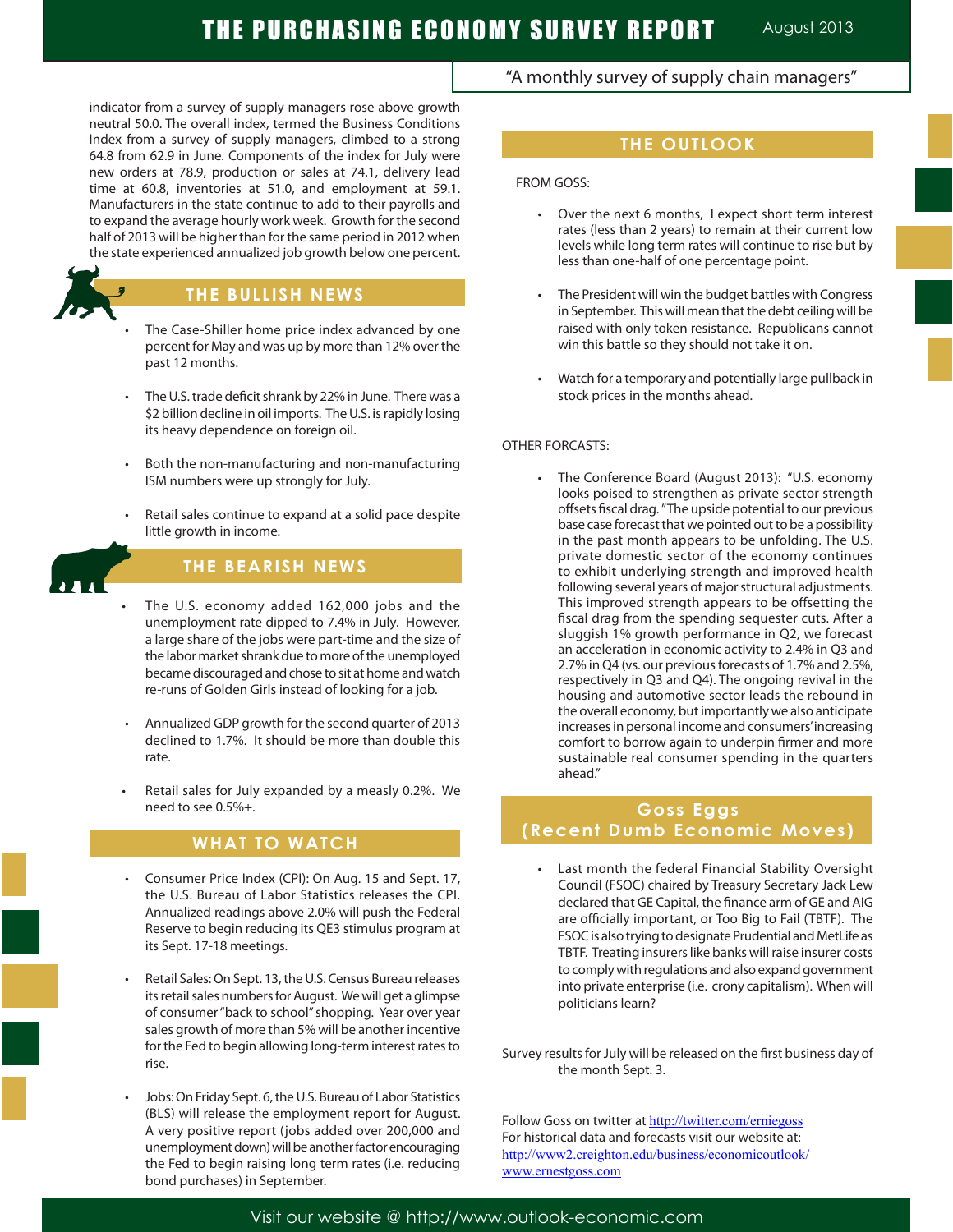indicator from a survey of supply managers rose above growth neutral 50.0. The overall index, termed the Business Conditions Index from a survey of supply managers, climbed to a strong 64.8 from 62.9 in June. Components of the index for July were new orders at 78.9, production or sales at 74.1, delivery lead time at 60.8, inventories at 51.0, and employment at 59.1. Manufacturers in the state continue to add to their payrolls and to expand the average hourly work week. Growth for the second half of 2013 will be higher than for the same period in 2012 when the state experienced annualized job growth below one percent.

## THE BULLISH NEWS

- The Case-Shiller home price index advanced by one percent for May and was up by more than 12% over the past 12 months.
- The U.S. trade deficit shrank by 22% in June. There was a $2 billion decline in oil imports. The U.S. is rapidly losing its heavy dependence on foreign oil.
- Both the non-manufacturing and non-manufacturing ISM numbers were up strongly for July.
- Retail sales continue to expand at a solid pace despite little growth in income.

## THE BEARISH NEWS

- The U.S. economy added 162,000 jobs and the unemployment rate dipped to 7.4% in July. However, a large share of the jobs were part-time and the size of the labor market shrank due to more of the unemployed became discouraged and chose to sit at home and watch re-runs of Golden Girls instead of looking for a job.
- Annualized GDP growth for the second quarter of 2013 declined to 1.7%. It should be more than double this rate.
- Retail sales for July expanded by a measly 0.2%. We need to see 0.5%+.

## WHAT TO WATCH

- Consumer Price Index (CPI): On Aug. 15 and Sept. 17, the U.S. Bureau of Labor Statistics releases the CPI. Annualized readings above 2.0% will push the Federal Reserve to begin reducing its QE3 stimulus program at its Sept. 17-18 meetings.
- Retail Sales: On Sept. 13, the U.S. Census Bureau releases its retail sales numbers for August. We will get a glimpse of consumer "back to school" shopping. Year over year sales growth of more than 5% will be another incentive for the Fed to begin allowing long-term interest rates to rise.
- Jobs: On Friday Sept. 6, the U.S. Bureau of Labor Statistics (BLS) will release the employment report for August. A very positive report (jobs added over 200,000 and unemployment down) will be another factor encouraging the Fed to begin raising long term rates (i.e. reducing bond purchases) in September.

## THE OUTLOOK

FROM GOSS:

- Over the next 6 months, I expect short term interest rates (less than 2 years) to remain at their current low levels while long term rates will continue to rise but by less than one-half of one percentage point.
- The President will win the budget battles with Congress in September. This will mean that the debt ceiling will be raised with only token resistance. Republicans cannot win this battle so they should not take it on.
- Watch for a temporary and potentially large pullback in stock prices in the months ahead.

OTHER FORCASTS:

- The Conference Board (August 2013): "U.S. economy looks poised to strengthen as private sector strength offsets fiscal drag. "The upside potential to our previous base case forecast that we pointed out to be a possibility in the past month appears to be unfolding. The U.S. private domestic sector of the economy continues to exhibit underlying strength and improved health following several years of major structural adjustments. This improved strength appears to be offsetting the fiscal drag from the spending sequester cuts. After a sluggish 1% growth performance in Q2, we forecast an acceleration in economic activity to 2.4% in Q3 and 2.7% in Q4 (vs. our previous forecasts of 1.7% and 2.5%, respectively in Q3 and Q4). The ongoing revival in the housing and automotive sector leads the rebound in the overall economy, but importantly we also anticipate increases in personal income and consumers' increasing comfort to borrow again to underpin firmer and more sustainable real consumer spending in the quarters ahead."

## Goss Eggs (Recent Dumb Economic Moves)

- Last month the federal Financial Stability Oversight Council (FSOC) chaired by Treasury Secretary Jack Lew declared that GE Capital, the finance arm of GE and AIG are officially important, or Too Big to Fail (TBTF). The FSOC is also trying to designate Prudential and MetLife as TBTF. Treating insurers like banks will raise insurer costs to comply with regulations and also expand government into private enterprise (i.e. crony capitalism). When will politicians learn?

Survey results for July will be released on the first business day of the month Sept. 3.

Follow Goss on twitter at http://twitter.com/erniegoss
For historical data and forecasts visit our website at:
http://www2.creighton.edu/business/economicoutlook/
www.ernestgoss.com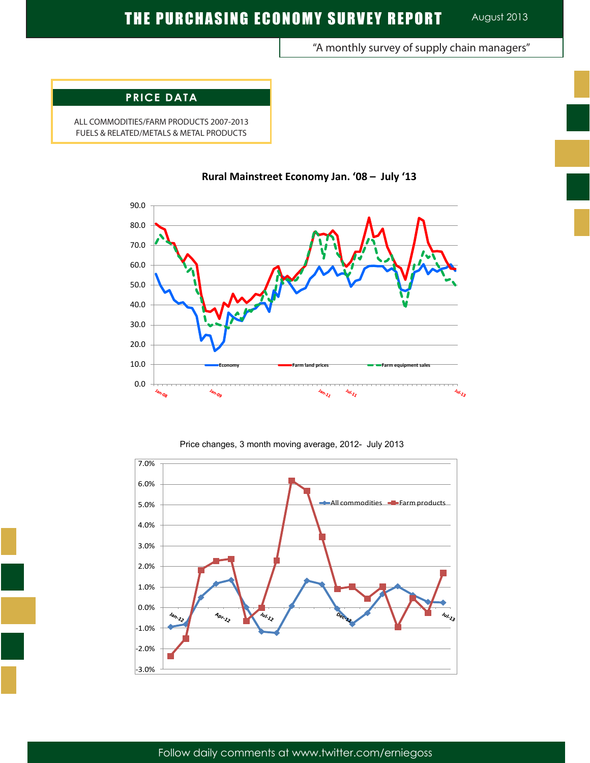# THE PURCHASING ECONOMY SURVEY REPORT

August 2013

"A monthly survey of supply chain managers"

## PRICE DATA

ALL COMMODITIES/FARM PRODUCTS 2007-2013
FUELS & RELATED/METALS & METAL PRODUCTS

**Rural Mainstreet Economy Jan. '08 – July '13**

90.0
80.0
70.0
60.0
50.0
40.0
30.0
20.0
10.0
0.0

Economy
Farm land prices
Farm equipment sales

Jan-08
Jan-09
Jan-11
Jul-11
Jul-13

Price changes, 3 month moving average, 2012- July 2013

7.0%
6.0%
5.0%
4.0%
3.0%
2.0%
1.0%
0.0%
-1.0%
-2.0%
-3.0%

All commodities
Farm products

Jan-12
Apr-12
Jul-12
Dec-12
Jul-13

Follow daily comments at www.twitter.com/erniegoss